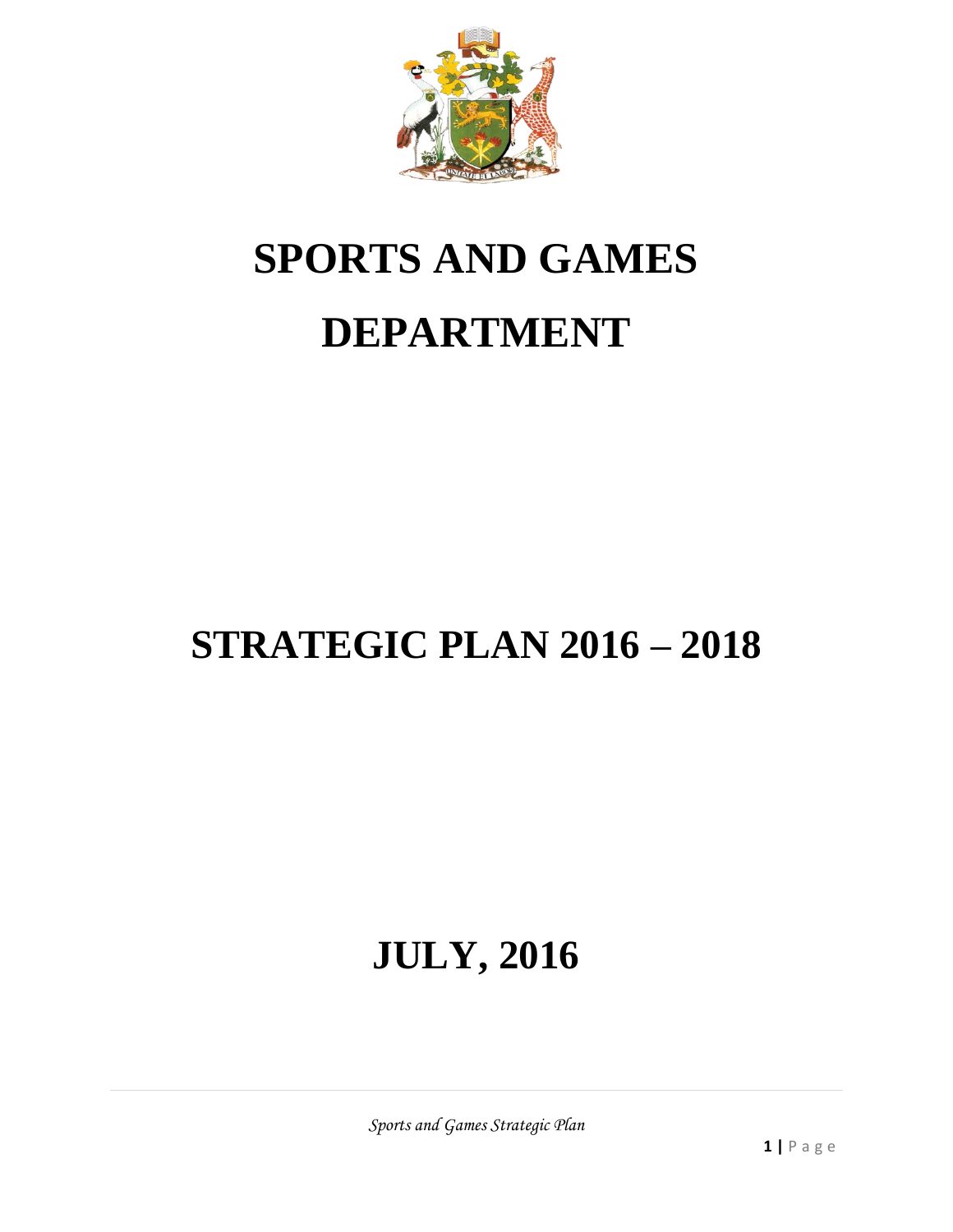# SPORTS AND GAMES DEPARTMENT

# STRATEGIC PLAN 2016 – 2018

# JULY, 2016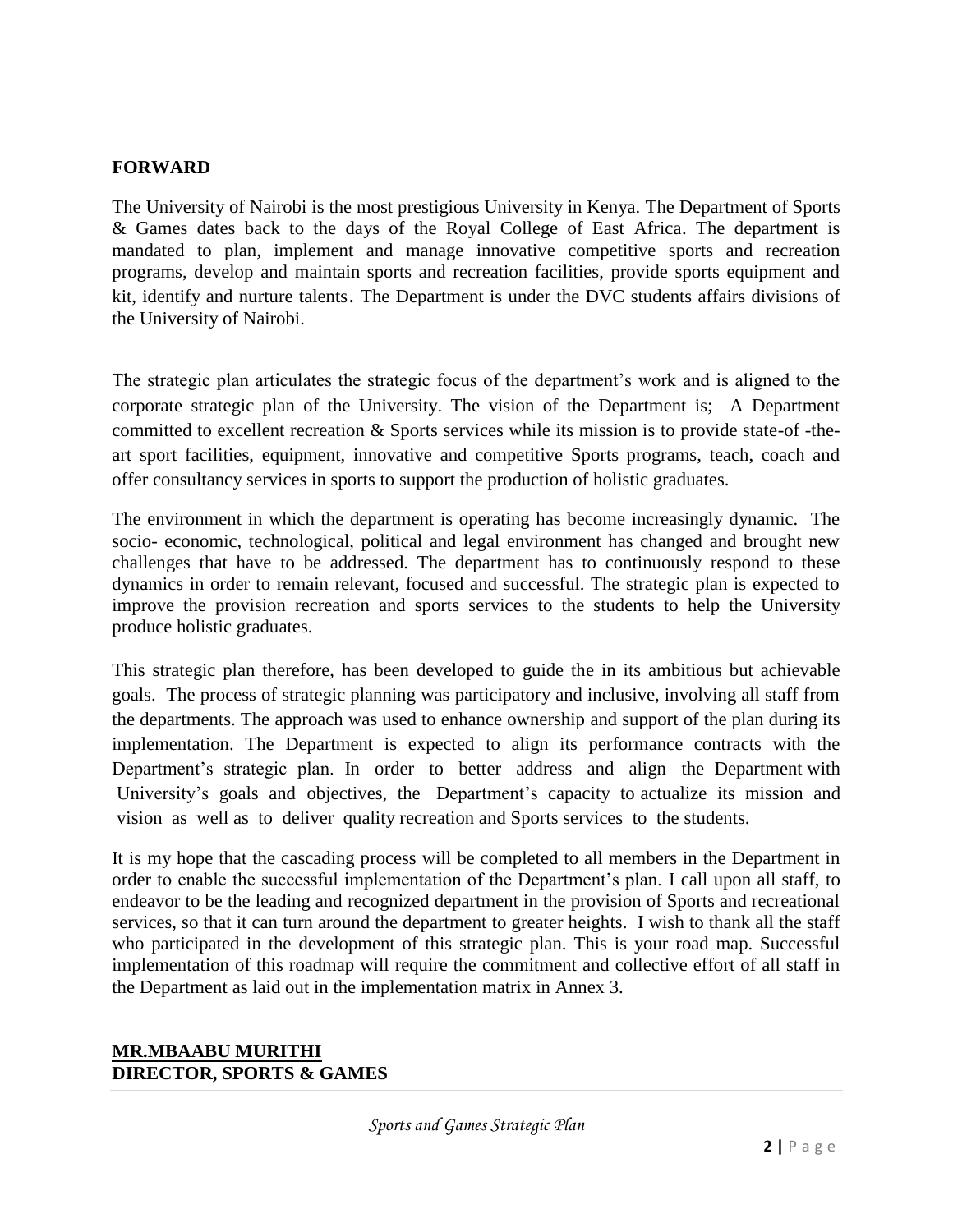## FORWARD

The University of Nairobi is the most prestigious University in Kenya. The Department of Sports & Games dates back to the days of the Royal College of East Africa. The department is mandated to plan, implement and manage innovative competitive sports and recreation programs, develop and maintain sports and recreation facilities, provide sports equipment and kit, identify and nurture talents. The Department is under the DVC students affairs divisions of the University of Nairobi.

The strategic plan articulates the strategic focus of the department's work and is aligned to the corporate strategic plan of the University. The vision of the Department is; A Department committed to excellent recreation & Sports services while its mission is to provide state-of -the-art sport facilities, equipment, innovative and competitive Sports programs, teach, coach and offer consultancy services in sports to support the production of holistic graduates.

The environment in which the department is operating has become increasingly dynamic. The socio- economic, technological, political and legal environment has changed and brought new challenges that have to be addressed. The department has to continuously respond to these dynamics in order to remain relevant, focused and successful. The strategic plan is expected to improve the provision recreation and sports services to the students to help the University produce holistic graduates.

This strategic plan therefore, has been developed to guide the in its ambitious but achievable goals. The process of strategic planning was participatory and inclusive, involving all staff from the departments. The approach was used to enhance ownership and support of the plan during its implementation. The Department is expected to align its performance contracts with the Department's strategic plan. In order to better address and align the Department with University's goals and objectives, the Department's capacity to actualize its mission and vision as well as to deliver quality recreation and Sports services to the students.

It is my hope that the cascading process will be completed to all members in the Department in order to enable the successful implementation of the Department's plan. I call upon all staff, to endeavor to be the leading and recognized department in the provision of Sports and recreational services, so that it can turn around the department to greater heights. I wish to thank all the staff who participated in the development of this strategic plan. This is your road map. Successful implementation of this roadmap will require the commitment and collective effort of all staff in the Department as laid out in the implementation matrix in Annex 3.

**MR.MBAABU MURITHI**
**DIRECTOR, SPORTS & GAMES**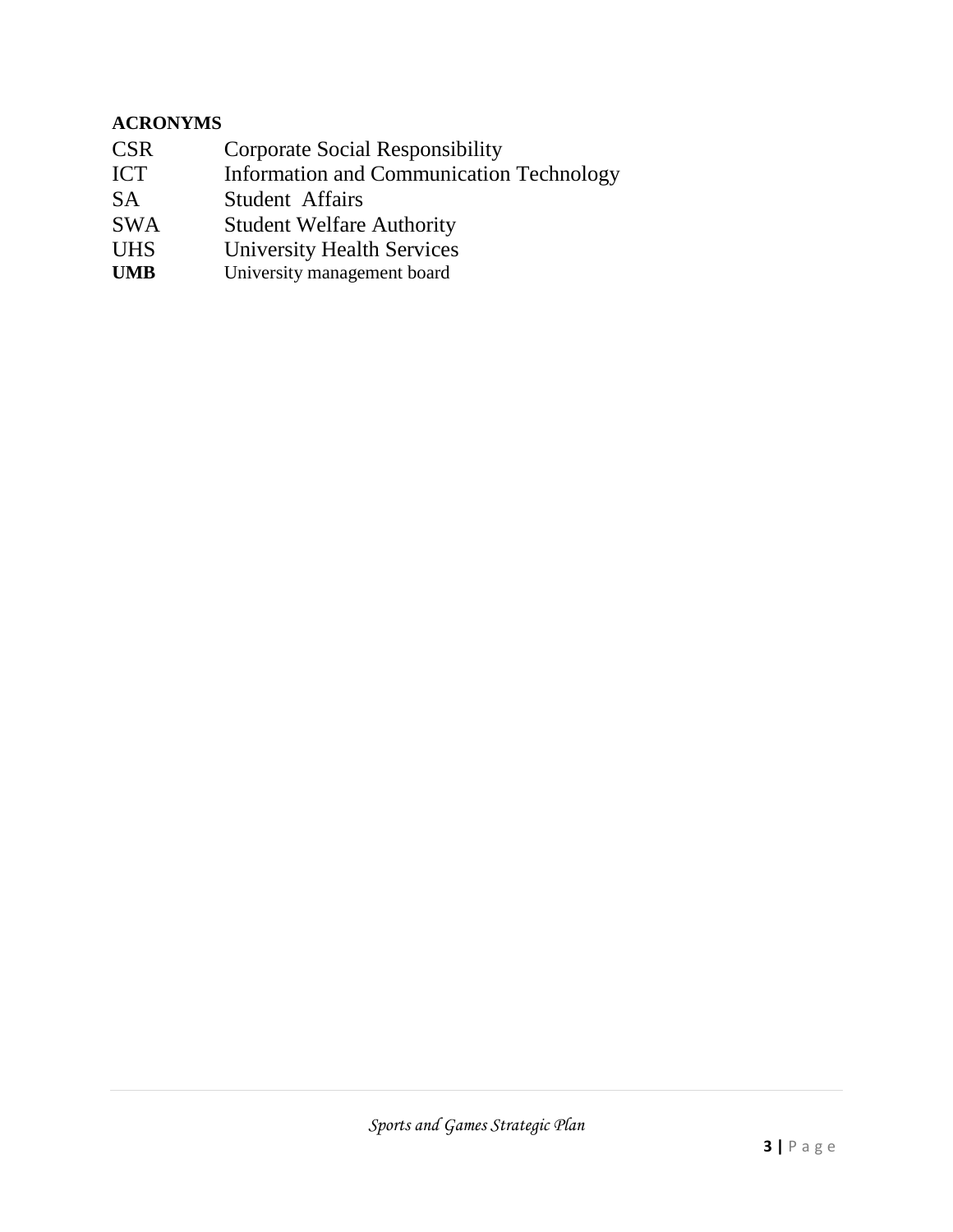**ACRONYMS**

| | |
|---|---|
| CSR | Corporate Social Responsibility |
| ICT | Information and Communication Technology |
| SA | Student Affairs |
| SWA | Student Welfare Authority |
| UHS | University Health Services |
| **UMB** | University management board |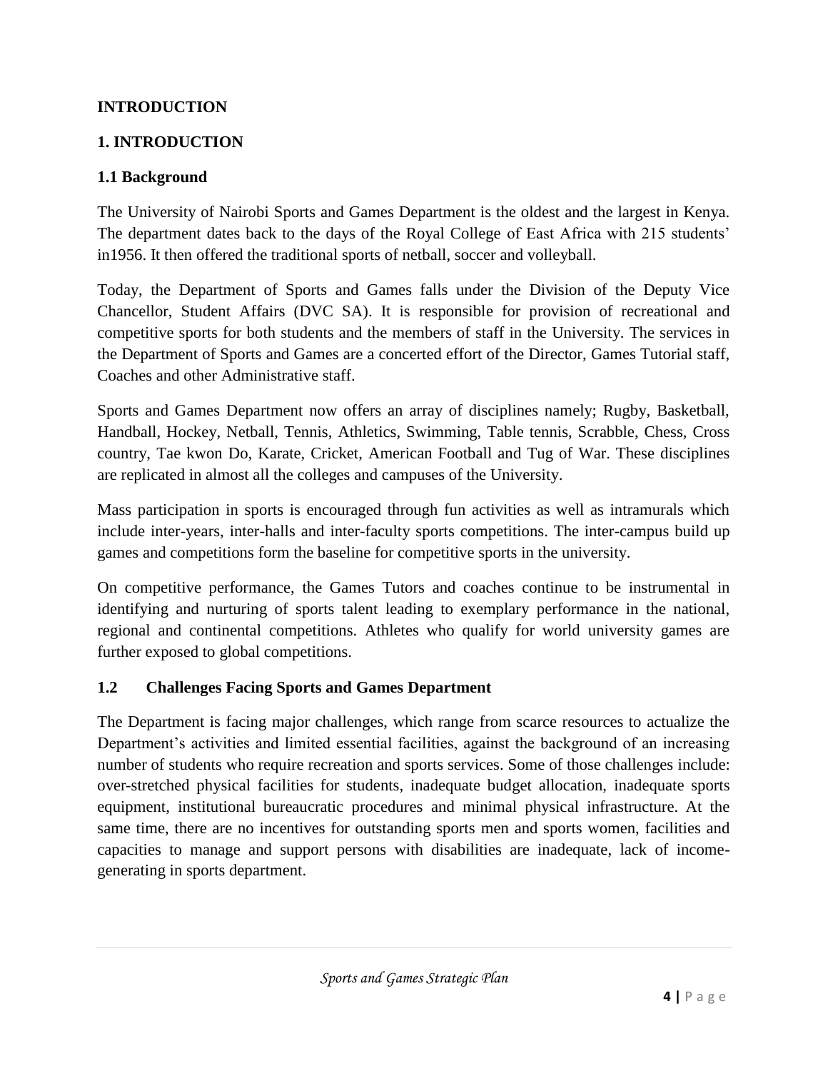# INTRODUCTION

## 1. INTRODUCTION

### 1.1 Background

The University of Nairobi Sports and Games Department is the oldest and the largest in Kenya. The department dates back to the days of the Royal College of East Africa with 215 students' in1956. It then offered the traditional sports of netball, soccer and volleyball.

Today, the Department of Sports and Games falls under the Division of the Deputy Vice Chancellor, Student Affairs (DVC SA). It is responsible for provision of recreational and competitive sports for both students and the members of staff in the University. The services in the Department of Sports and Games are a concerted effort of the Director, Games Tutorial staff, Coaches and other Administrative staff.

Sports and Games Department now offers an array of disciplines namely; Rugby, Basketball, Handball, Hockey, Netball, Tennis, Athletics, Swimming, Table tennis, Scrabble, Chess, Cross country, Tae kwon Do, Karate, Cricket, American Football and Tug of War. These disciplines are replicated in almost all the colleges and campuses of the University.

Mass participation in sports is encouraged through fun activities as well as intramurals which include inter-years, inter-halls and inter-faculty sports competitions. The inter-campus build up games and competitions form the baseline for competitive sports in the university.

On competitive performance, the Games Tutors and coaches continue to be instrumental in identifying and nurturing of sports talent leading to exemplary performance in the national, regional and continental competitions. Athletes who qualify for world university games are further exposed to global competitions.

### 1.2 Challenges Facing Sports and Games Department

The Department is facing major challenges, which range from scarce resources to actualize the Department's activities and limited essential facilities, against the background of an increasing number of students who require recreation and sports services. Some of those challenges include: over-stretched physical facilities for students, inadequate budget allocation, inadequate sports equipment, institutional bureaucratic procedures and minimal physical infrastructure. At the same time, there are no incentives for outstanding sports men and sports women, facilities and capacities to manage and support persons with disabilities are inadequate, lack of income-generating in sports department.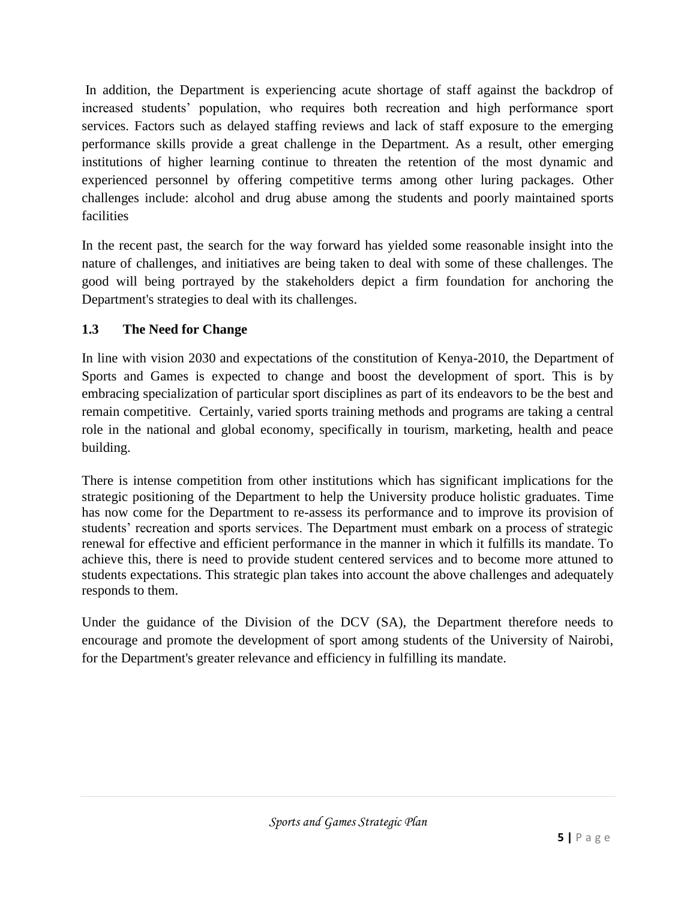In addition, the Department is experiencing acute shortage of staff against the backdrop of increased students' population, who requires both recreation and high performance sport services. Factors such as delayed staffing reviews and lack of staff exposure to the emerging performance skills provide a great challenge in the Department. As a result, other emerging institutions of higher learning continue to threaten the retention of the most dynamic and experienced personnel by offering competitive terms among other luring packages. Other challenges include: alcohol and drug abuse among the students and poorly maintained sports facilities

In the recent past, the search for the way forward has yielded some reasonable insight into the nature of challenges, and initiatives are being taken to deal with some of these challenges. The good will being portrayed by the stakeholders depict a firm foundation for anchoring the Department's strategies to deal with its challenges.

### 1.3 The Need for Change

In line with vision 2030 and expectations of the constitution of Kenya-2010, the Department of Sports and Games is expected to change and boost the development of sport. This is by embracing specialization of particular sport disciplines as part of its endeavors to be the best and remain competitive. Certainly, varied sports training methods and programs are taking a central role in the national and global economy, specifically in tourism, marketing, health and peace building.

There is intense competition from other institutions which has significant implications for the strategic positioning of the Department to help the University produce holistic graduates. Time has now come for the Department to re-assess its performance and to improve its provision of students' recreation and sports services. The Department must embark on a process of strategic renewal for effective and efficient performance in the manner in which it fulfills its mandate. To achieve this, there is need to provide student centered services and to become more attuned to students expectations. This strategic plan takes into account the above challenges and adequately responds to them.

Under the guidance of the Division of the DCV (SA), the Department therefore needs to encourage and promote the development of sport among students of the University of Nairobi, for the Department's greater relevance and efficiency in fulfilling its mandate.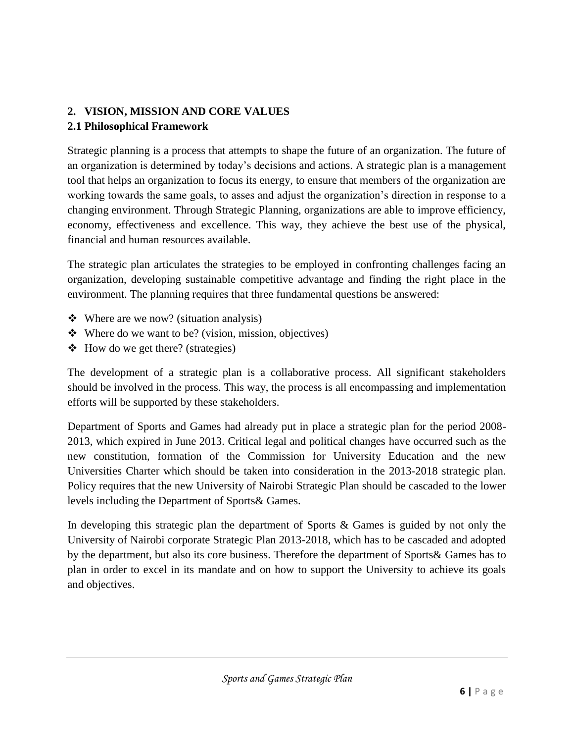## 2. VISION, MISSION AND CORE VALUES

### 2.1 Philosophical Framework

Strategic planning is a process that attempts to shape the future of an organization. The future of an organization is determined by today's decisions and actions. A strategic plan is a management tool that helps an organization to focus its energy, to ensure that members of the organization are working towards the same goals, to asses and adjust the organization's direction in response to a changing environment. Through Strategic Planning, organizations are able to improve efficiency, economy, effectiveness and excellence. This way, they achieve the best use of the physical, financial and human resources available.

The strategic plan articulates the strategies to be employed in confronting challenges facing an organization, developing sustainable competitive advantage and finding the right place in the environment. The planning requires that three fundamental questions be answered:

- Where are we now? (situation analysis)
- Where do we want to be? (vision, mission, objectives)
- How do we get there? (strategies)

The development of a strategic plan is a collaborative process. All significant stakeholders should be involved in the process. This way, the process is all encompassing and implementation efforts will be supported by these stakeholders.

Department of Sports and Games had already put in place a strategic plan for the period 2008-2013, which expired in June 2013. Critical legal and political changes have occurred such as the new constitution, formation of the Commission for University Education and the new Universities Charter which should be taken into consideration in the 2013-2018 strategic plan. Policy requires that the new University of Nairobi Strategic Plan should be cascaded to the lower levels including the Department of Sports& Games.

In developing this strategic plan the department of Sports & Games is guided by not only the University of Nairobi corporate Strategic Plan 2013-2018, which has to be cascaded and adopted by the department, but also its core business. Therefore the department of Sports& Games has to plan in order to excel in its mandate and on how to support the University to achieve its goals and objectives.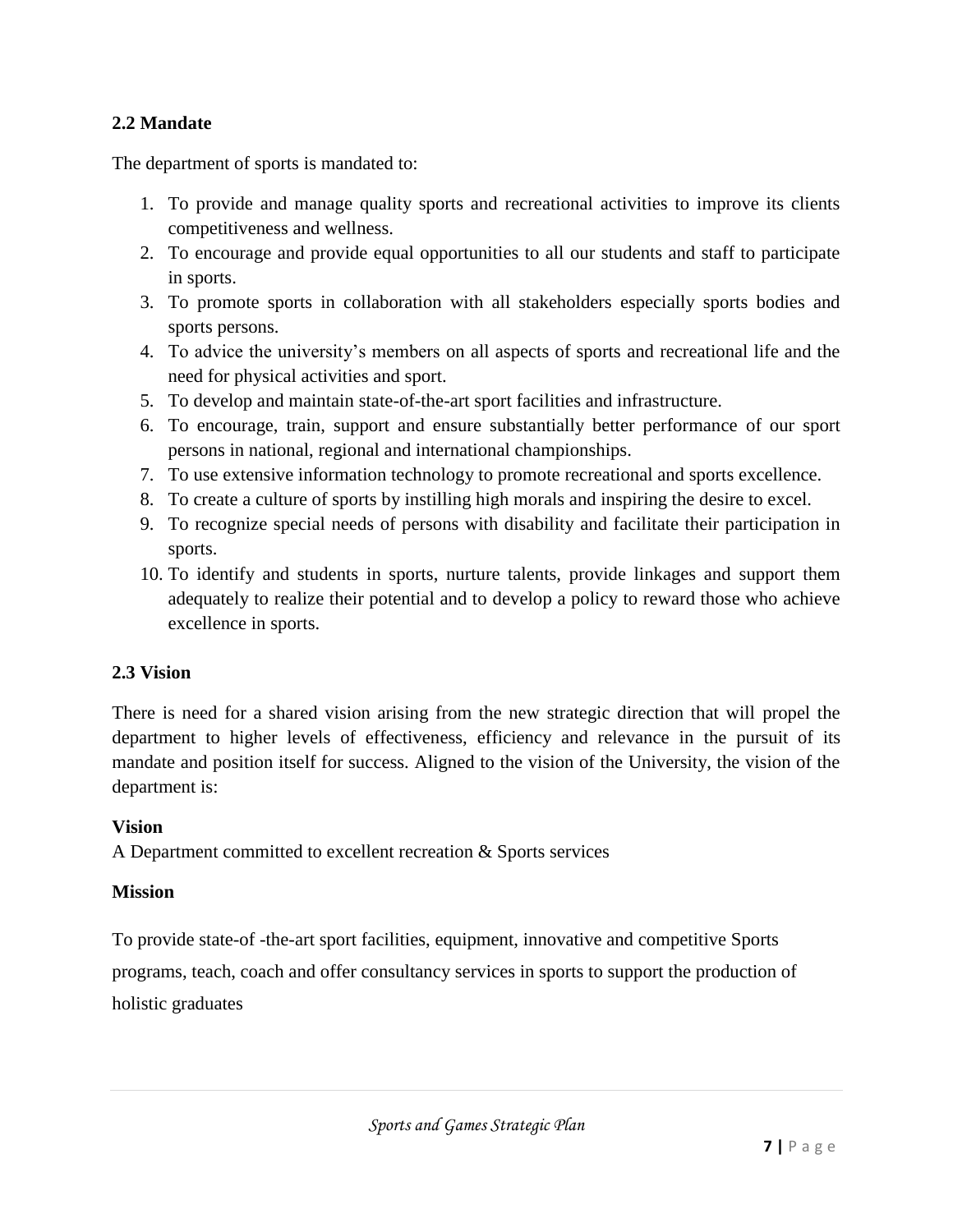## 2.2 Mandate

The department of sports is mandated to:

1. To provide and manage quality sports and recreational activities to improve its clients competitiveness and wellness.
2. To encourage and provide equal opportunities to all our students and staff to participate in sports.
3. To promote sports in collaboration with all stakeholders especially sports bodies and sports persons.
4. To advice the university's members on all aspects of sports and recreational life and the need for physical activities and sport.
5. To develop and maintain state-of-the-art sport facilities and infrastructure.
6. To encourage, train, support and ensure substantially better performance of our sport persons in national, regional and international championships.
7. To use extensive information technology to promote recreational and sports excellence.
8. To create a culture of sports by instilling high morals and inspiring the desire to excel.
9. To recognize special needs of persons with disability and facilitate their participation in sports.
10. To identify and students in sports, nurture talents, provide linkages and support them adequately to realize their potential and to develop a policy to reward those who achieve excellence in sports.

## 2.3 Vision

There is need for a shared vision arising from the new strategic direction that will propel the department to higher levels of effectiveness, efficiency and relevance in the pursuit of its mandate and position itself for success. Aligned to the vision of the University, the vision of the department is:

**Vision**

A Department committed to excellent recreation & Sports services

**Mission**

To provide state-of -the-art sport facilities, equipment, innovative and competitive Sports programs, teach, coach and offer consultancy services in sports to support the production of holistic graduates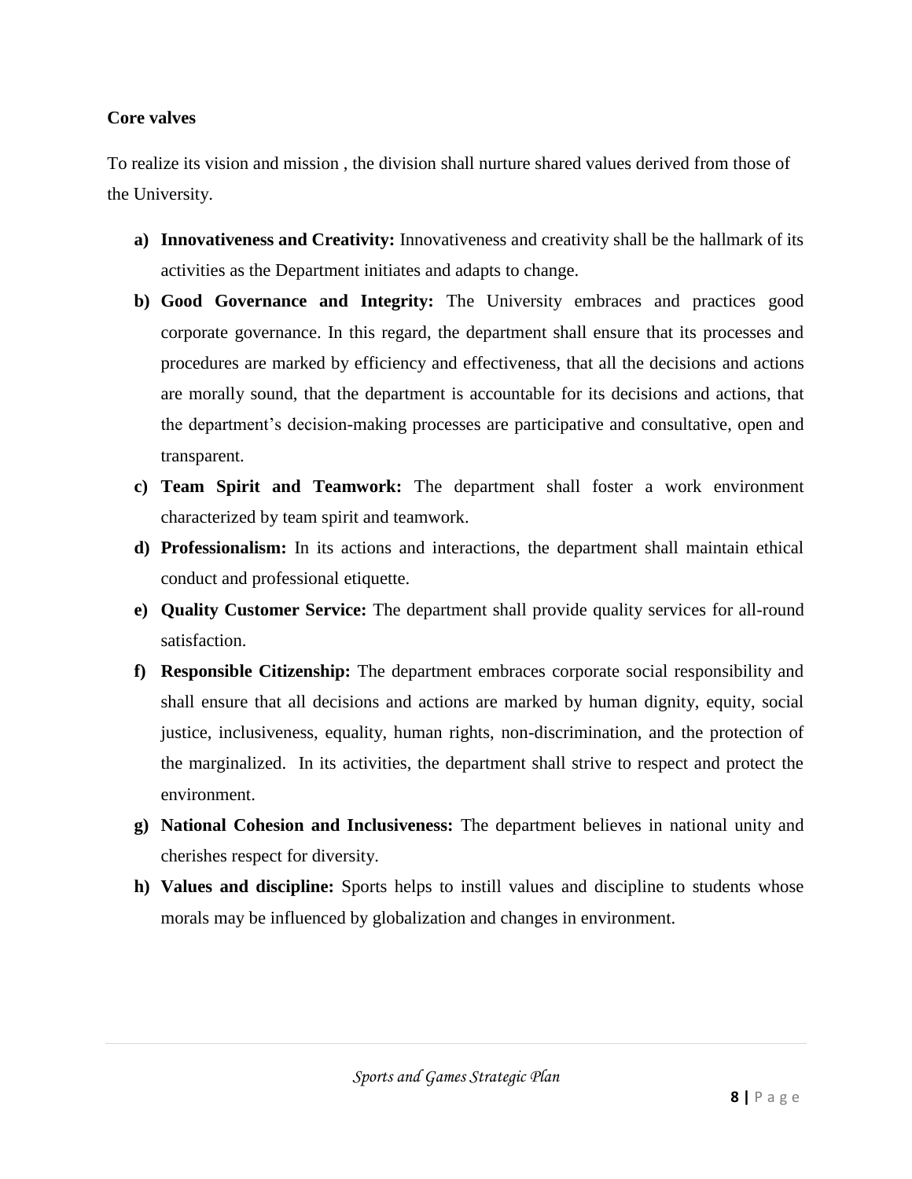**Core valves**

To realize its vision and mission , the division shall nurture shared values derived from those of the University.

a) **Innovativeness and Creativity:** Innovativeness and creativity shall be the hallmark of its activities as the Department initiates and adapts to change.

b) **Good Governance and Integrity:** The University embraces and practices good corporate governance. In this regard, the department shall ensure that its processes and procedures are marked by efficiency and effectiveness, that all the decisions and actions are morally sound, that the department is accountable for its decisions and actions, that the department's decision-making processes are participative and consultative, open and transparent.

c) **Team Spirit and Teamwork:** The department shall foster a work environment characterized by team spirit and teamwork.

d) **Professionalism:** In its actions and interactions, the department shall maintain ethical conduct and professional etiquette.

e) **Quality Customer Service:** The department shall provide quality services for all-round satisfaction.

f) **Responsible Citizenship:** The department embraces corporate social responsibility and shall ensure that all decisions and actions are marked by human dignity, equity, social justice, inclusiveness, equality, human rights, non-discrimination, and the protection of the marginalized. In its activities, the department shall strive to respect and protect the environment.

g) **National Cohesion and Inclusiveness:** The department believes in national unity and cherishes respect for diversity.

h) **Values and discipline:** Sports helps to instill values and discipline to students whose morals may be influenced by globalization and changes in environment.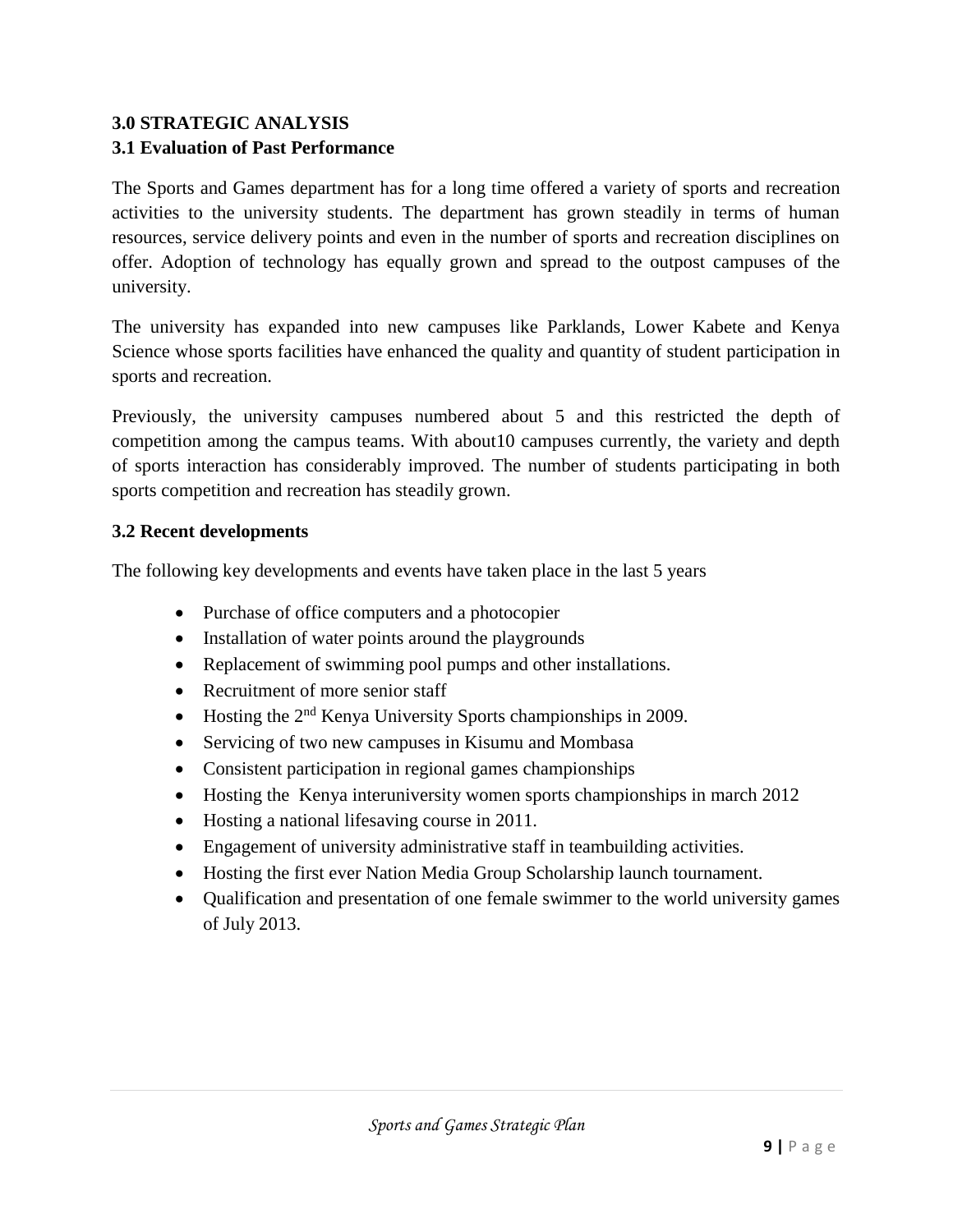## 3.0 STRATEGIC ANALYSIS

### 3.1 Evaluation of Past Performance

The Sports and Games department has for a long time offered a variety of sports and recreation activities to the university students. The department has grown steadily in terms of human resources, service delivery points and even in the number of sports and recreation disciplines on offer. Adoption of technology has equally grown and spread to the outpost campuses of the university.

The university has expanded into new campuses like Parklands, Lower Kabete and Kenya Science whose sports facilities have enhanced the quality and quantity of student participation in sports and recreation.

Previously, the university campuses numbered about 5 and this restricted the depth of competition among the campus teams. With about10 campuses currently, the variety and depth of sports interaction has considerably improved. The number of students participating in both sports competition and recreation has steadily grown.

### 3.2 Recent developments

The following key developments and events have taken place in the last 5 years

- Purchase of office computers and a photocopier
- Installation of water points around the playgrounds
- Replacement of swimming pool pumps and other installations.
- Recruitment of more senior staff
- Hosting the 2nd Kenya University Sports championships in 2009.
- Servicing of two new campuses in Kisumu and Mombasa
- Consistent participation in regional games championships
- Hosting the Kenya interuniversity women sports championships in march 2012
- Hosting a national lifesaving course in 2011.
- Engagement of university administrative staff in teambuilding activities.
- Hosting the first ever Nation Media Group Scholarship launch tournament.
- Qualification and presentation of one female swimmer to the world university games of July 2013.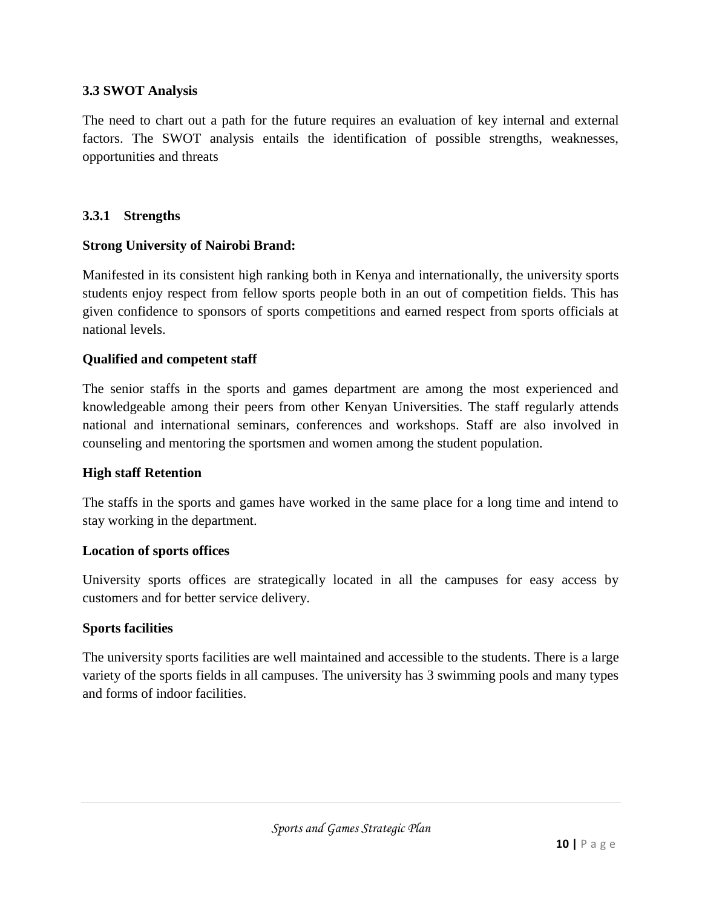### 3.3 SWOT Analysis

The need to chart out a path for the future requires an evaluation of key internal and external factors. The SWOT analysis entails the identification of possible strengths, weaknesses, opportunities and threats

#### 3.3.1 Strengths

**Strong University of Nairobi Brand:**

Manifested in its consistent high ranking both in Kenya and internationally, the university sports students enjoy respect from fellow sports people both in an out of competition fields. This has given confidence to sponsors of sports competitions and earned respect from sports officials at national levels.

**Qualified and competent staff**

The senior staffs in the sports and games department are among the most experienced and knowledgeable among their peers from other Kenyan Universities. The staff regularly attends national and international seminars, conferences and workshops. Staff are also involved in counseling and mentoring the sportsmen and women among the student population.

**High staff Retention**

The staffs in the sports and games have worked in the same place for a long time and intend to stay working in the department.

**Location of sports offices**

University sports offices are strategically located in all the campuses for easy access by customers and for better service delivery.

**Sports facilities**

The university sports facilities are well maintained and accessible to the students. There is a large variety of the sports fields in all campuses. The university has 3 swimming pools and many types and forms of indoor facilities.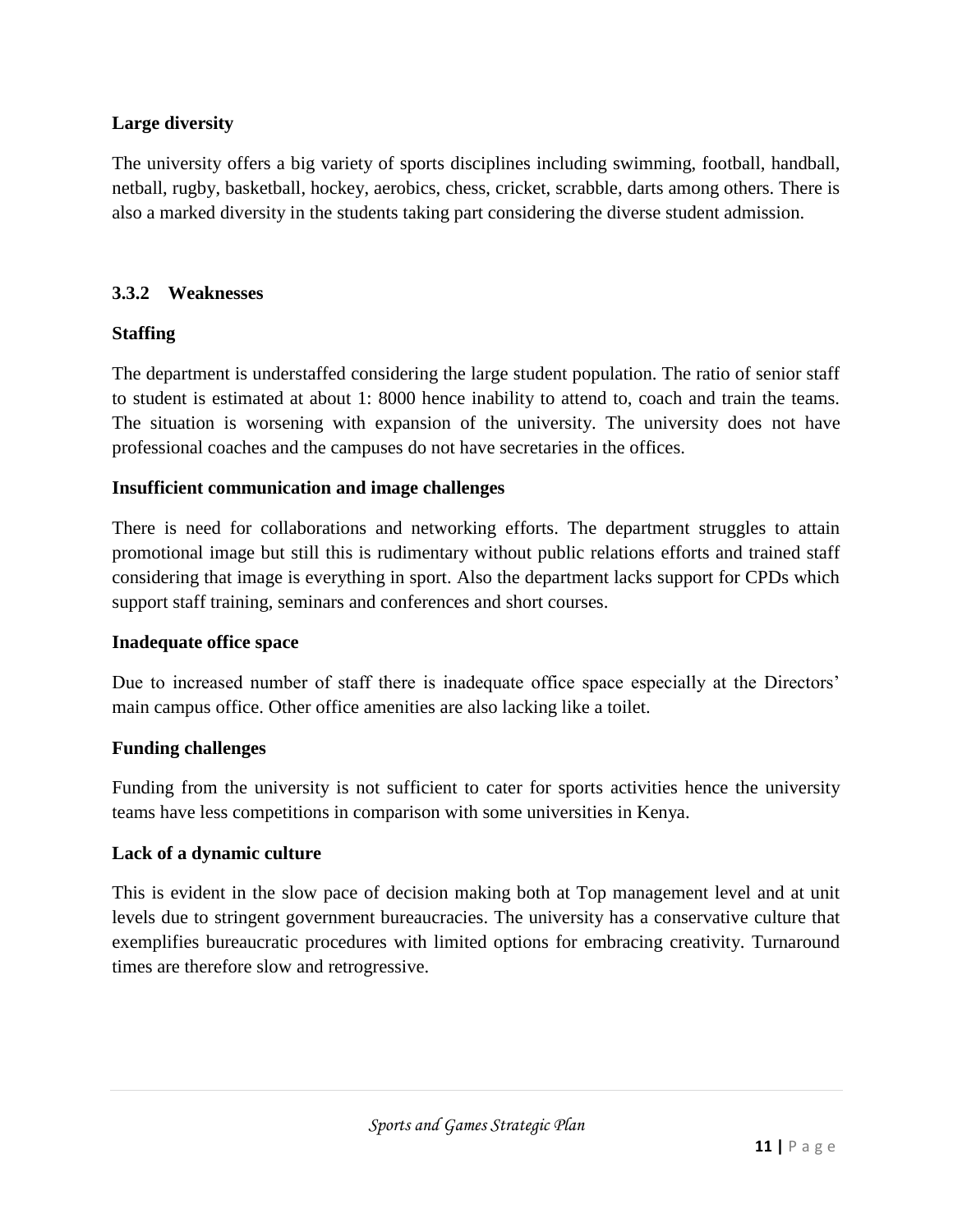**Large diversity**

The university offers a big variety of sports disciplines including swimming, football, handball, netball, rugby, basketball, hockey, aerobics, chess, cricket, scrabble, darts among others. There is also a marked diversity in the students taking part considering the diverse student admission.

### 3.3.2 Weaknesses

**Staffing**

The department is understaffed considering the large student population. The ratio of senior staff to student is estimated at about 1: 8000 hence inability to attend to, coach and train the teams. The situation is worsening with expansion of the university. The university does not have professional coaches and the campuses do not have secretaries in the offices.

**Insufficient communication and image challenges**

There is need for collaborations and networking efforts. The department struggles to attain promotional image but still this is rudimentary without public relations efforts and trained staff considering that image is everything in sport. Also the department lacks support for CPDs which support staff training, seminars and conferences and short courses.

**Inadequate office space**

Due to increased number of staff there is inadequate office space especially at the Directors' main campus office. Other office amenities are also lacking like a toilet.

**Funding challenges**

Funding from the university is not sufficient to cater for sports activities hence the university teams have less competitions in comparison with some universities in Kenya.

**Lack of a dynamic culture**

This is evident in the slow pace of decision making both at Top management level and at unit levels due to stringent government bureaucracies. The university has a conservative culture that exemplifies bureaucratic procedures with limited options for embracing creativity. Turnaround times are therefore slow and retrogressive.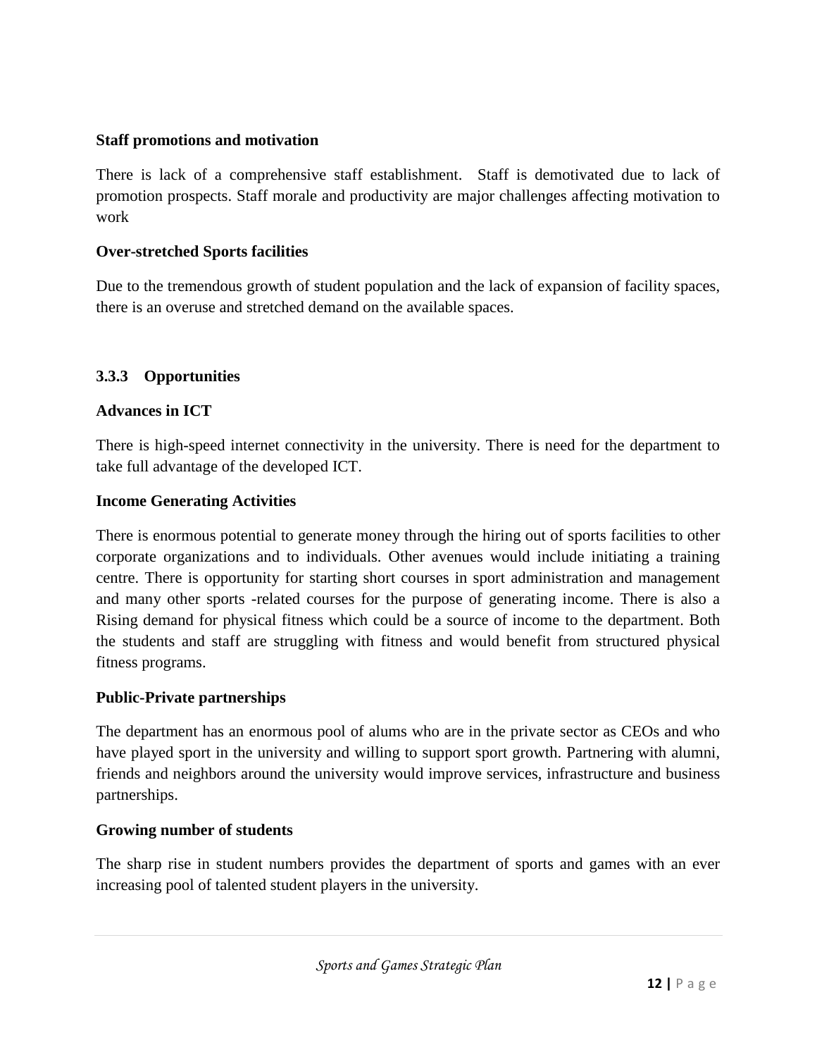**Staff promotions and motivation**

There is lack of a comprehensive staff establishment. Staff is demotivated due to lack of promotion prospects. Staff morale and productivity are major challenges affecting motivation to work

**Over-stretched Sports facilities**

Due to the tremendous growth of student population and the lack of expansion of facility spaces, there is an overuse and stretched demand on the available spaces.

### 3.3.3 Opportunities

**Advances in ICT**

There is high-speed internet connectivity in the university. There is need for the department to take full advantage of the developed ICT.

**Income Generating Activities**

There is enormous potential to generate money through the hiring out of sports facilities to other corporate organizations and to individuals. Other avenues would include initiating a training centre. There is opportunity for starting short courses in sport administration and management and many other sports -related courses for the purpose of generating income. There is also a Rising demand for physical fitness which could be a source of income to the department. Both the students and staff are struggling with fitness and would benefit from structured physical fitness programs.

**Public-Private partnerships**

The department has an enormous pool of alums who are in the private sector as CEOs and who have played sport in the university and willing to support sport growth. Partnering with alumni, friends and neighbors around the university would improve services, infrastructure and business partnerships.

**Growing number of students**

The sharp rise in student numbers provides the department of sports and games with an ever increasing pool of talented student players in the university.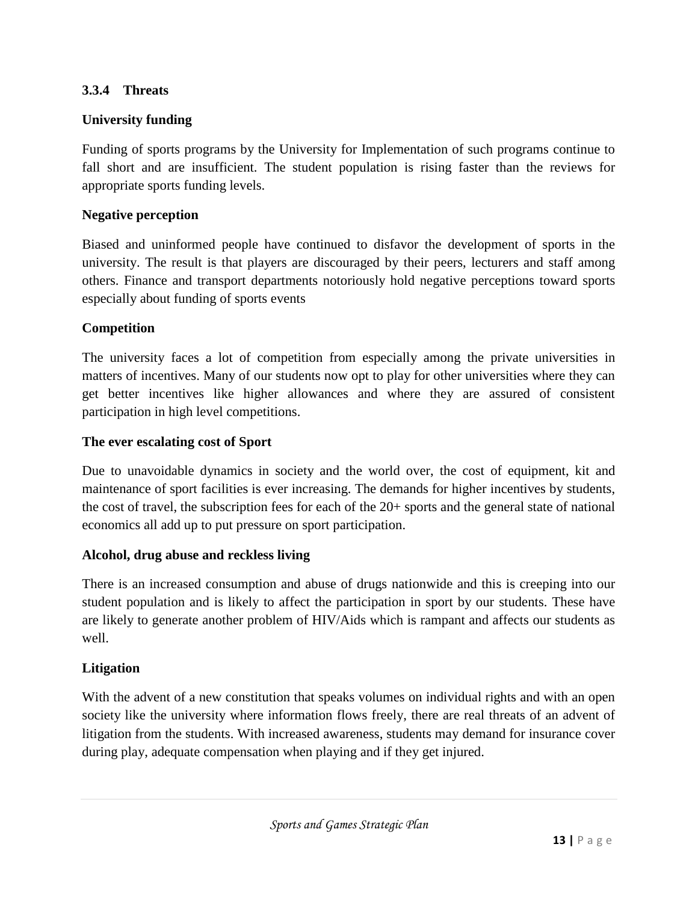### 3.3.4 Threats

**University funding**

Funding of sports programs by the University for Implementation of such programs continue to fall short and are insufficient. The student population is rising faster than the reviews for appropriate sports funding levels.

**Negative perception**

Biased and uninformed people have continued to disfavor the development of sports in the university. The result is that players are discouraged by their peers, lecturers and staff among others. Finance and transport departments notoriously hold negative perceptions toward sports especially about funding of sports events

**Competition**

The university faces a lot of competition from especially among the private universities in matters of incentives. Many of our students now opt to play for other universities where they can get better incentives like higher allowances and where they are assured of consistent participation in high level competitions.

**The ever escalating cost of Sport**

Due to unavoidable dynamics in society and the world over, the cost of equipment, kit and maintenance of sport facilities is ever increasing. The demands for higher incentives by students, the cost of travel, the subscription fees for each of the 20+ sports and the general state of national economics all add up to put pressure on sport participation.

**Alcohol, drug abuse and reckless living**

There is an increased consumption and abuse of drugs nationwide and this is creeping into our student population and is likely to affect the participation in sport by our students. These have are likely to generate another problem of HIV/Aids which is rampant and affects our students as well.

**Litigation**

With the advent of a new constitution that speaks volumes on individual rights and with an open society like the university where information flows freely, there are real threats of an advent of litigation from the students. With increased awareness, students may demand for insurance cover during play, adequate compensation when playing and if they get injured.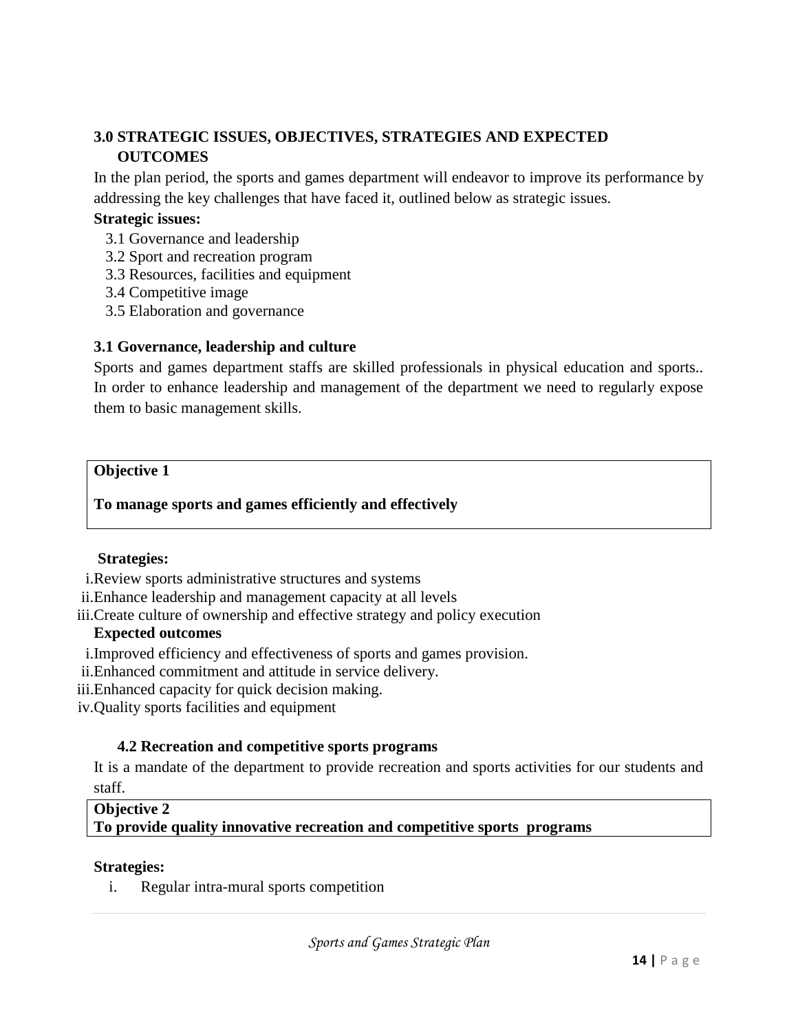## 3.0 STRATEGIC ISSUES, OBJECTIVES, STRATEGIES AND EXPECTED OUTCOMES

In the plan period, the sports and games department will endeavor to improve its performance by addressing the key challenges that have faced it, outlined below as strategic issues.

**Strategic issues:**

3.1 Governance and leadership
3.2 Sport and recreation program
3.3 Resources, facilities and equipment
3.4 Competitive image
3.5 Elaboration and governance

### 3.1 Governance, leadership and culture

Sports and games department staffs are skilled professionals in physical education and sports.. In order to enhance leadership and management of the department we need to regularly expose them to basic management skills.

| **Objective 1** |
|---|
| **To manage sports and games efficiently and effectively** |

**Strategies:**

i. Review sports administrative structures and systems
ii. Enhance leadership and management capacity at all levels
iii. Create culture of ownership and effective strategy and policy execution

**Expected outcomes**

i. Improved efficiency and effectiveness of sports and games provision.
ii. Enhanced commitment and attitude in service delivery.
iii. Enhanced capacity for quick decision making.
iv. Quality sports facilities and equipment

### 4.2 Recreation and competitive sports programs

It is a mandate of the department to provide recreation and sports activities for our students and staff.

| **Objective 2** |
|---|
| **To provide quality innovative recreation and competitive sports programs** |

**Strategies:**

i. Regular intra-mural sports competition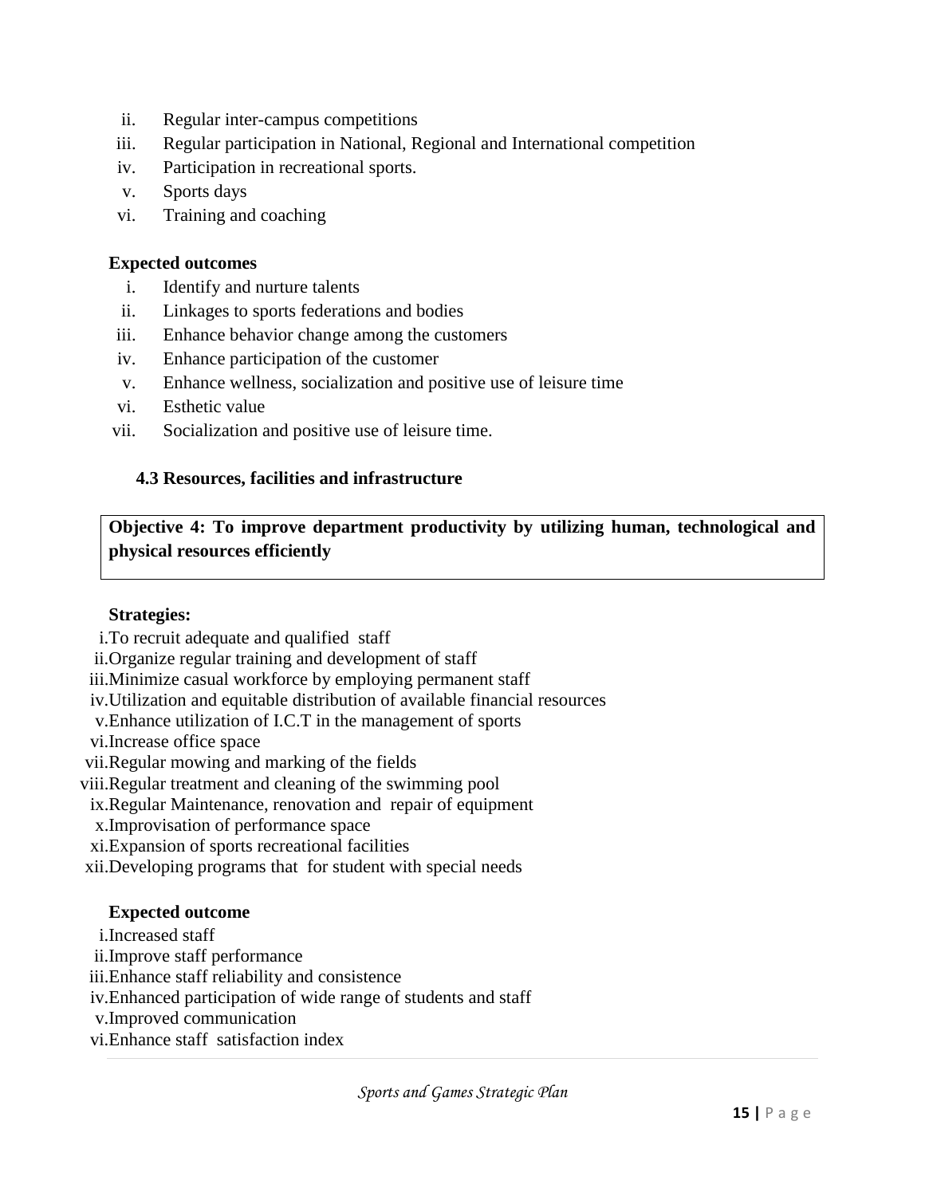ii. Regular inter-campus competitions
iii. Regular participation in National, Regional and International competition
iv. Participation in recreational sports.
v. Sports days
vi. Training and coaching

**Expected outcomes**

i. Identify and nurture talents
ii. Linkages to sports federations and bodies
iii. Enhance behavior change among the customers
iv. Enhance participation of the customer
v. Enhance wellness, socialization and positive use of leisure time
vi. Esthetic value
vii. Socialization and positive use of leisure time.

### 4.3 Resources, facilities and infrastructure

**Objective 4: To improve department productivity by utilizing human, technological and physical resources efficiently**

**Strategies:**

i. To recruit adequate and qualified staff
ii. Organize regular training and development of staff
iii. Minimize casual workforce by employing permanent staff
iv. Utilization and equitable distribution of available financial resources
v. Enhance utilization of I.C.T in the management of sports
vi. Increase office space
vii. Regular mowing and marking of the fields
viii. Regular treatment and cleaning of the swimming pool
ix. Regular Maintenance, renovation and repair of equipment
x. Improvisation of performance space
xi. Expansion of sports recreational facilities
xii. Developing programs that for student with special needs

**Expected outcome**

i. Increased staff
ii. Improve staff performance
iii. Enhance staff reliability and consistence
iv. Enhanced participation of wide range of students and staff
v. Improved communication
vi. Enhance staff satisfaction index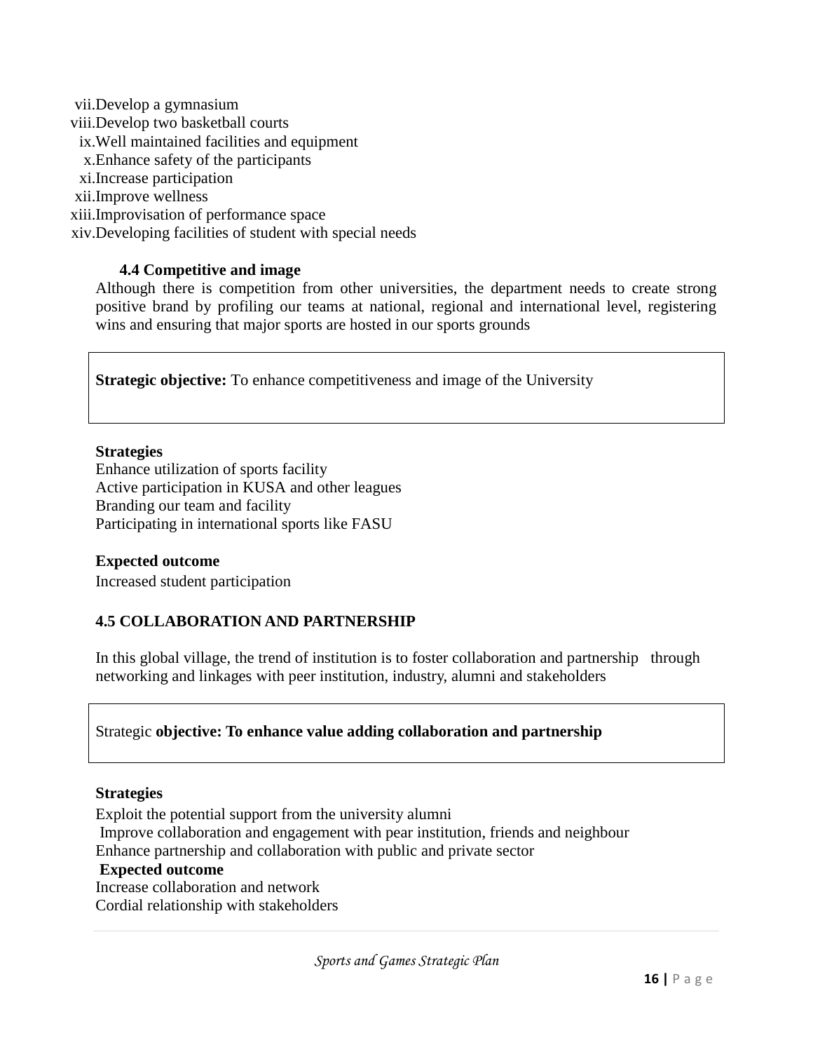vii. Develop a gymnasium
viii. Develop two basketball courts
ix. Well maintained facilities and equipment
x. Enhance safety of the participants
xi. Increase participation
xii. Improve wellness
xiii. Improvisation of performance space
xiv. Developing facilities of student with special needs

### 4.4 Competitive and image

Although there is competition from other universities, the department needs to create strong positive brand by profiling our teams at national, regional and international level, registering wins and ensuring that major sports are hosted in our sports grounds

**Strategic objective:** To enhance competitiveness and image of the University

**Strategies**

Enhance utilization of sports facility
Active participation in KUSA and other leagues
Branding our team and facility
Participating in international sports like FASU

**Expected outcome**

Increased student participation

### 4.5 COLLABORATION AND PARTNERSHIP

In this global village, the trend of institution is to foster collaboration and partnership through networking and linkages with peer institution, industry, alumni and stakeholders

Strategic **objective: To enhance value adding collaboration and partnership**

**Strategies**

Exploit the potential support from the university alumni
Improve collaboration and engagement with pear institution, friends and neighbour
Enhance partnership and collaboration with public and private sector

**Expected outcome**

Increase collaboration and network
Cordial relationship with stakeholders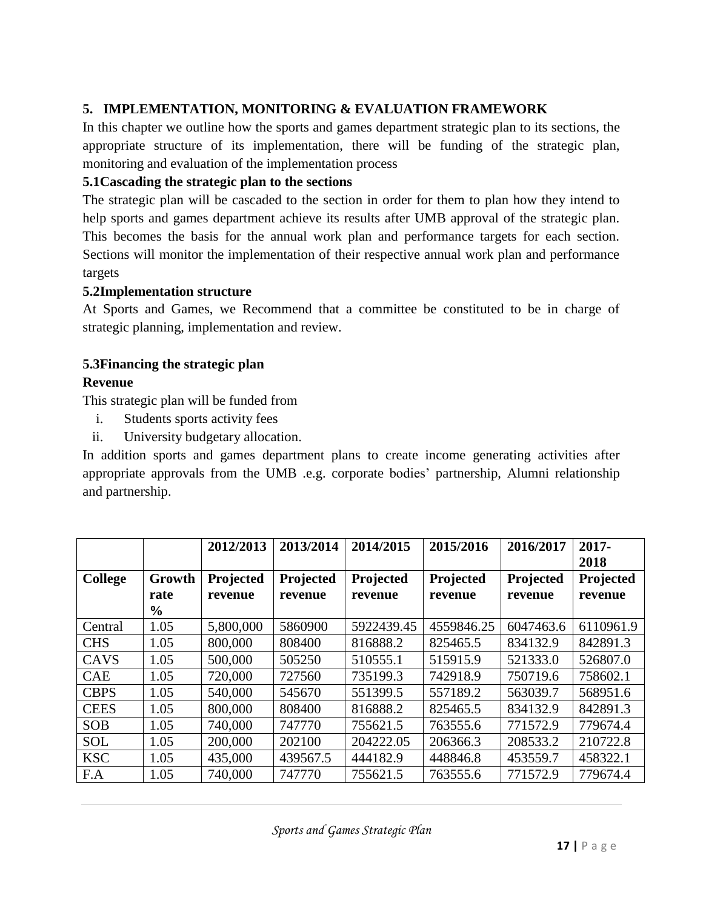## 5. IMPLEMENTATION, MONITORING & EVALUATION FRAMEWORK

In this chapter we outline how the sports and games department strategic plan to its sections, the appropriate structure of its implementation, there will be funding of the strategic plan, monitoring and evaluation of the implementation process

### 5.1Cascading the strategic plan to the sections

The strategic plan will be cascaded to the section in order for them to plan how they intend to help sports and games department achieve its results after UMB approval of the strategic plan. This becomes the basis for the annual work plan and performance targets for each section. Sections will monitor the implementation of their respective annual work plan and performance targets

### 5.2Implementation structure

At Sports and Games, we Recommend that a committee be constituted to be in charge of strategic planning, implementation and review.

### 5.3Financing the strategic plan

**Revenue**

This strategic plan will be funded from

i. Students sports activity fees
ii. University budgetary allocation.

In addition sports and games department plans to create income generating activities after appropriate approvals from the UMB .e.g. corporate bodies' partnership, Alumni relationship and partnership.

| | | 2012/2013 | 2013/2014 | 2014/2015 | 2015/2016 | 2016/2017 | 2017-2018 |
|---|---|---|---|---|---|---|---|
| **College** | **Growth rate %** | **Projected revenue** | **Projected revenue** | **Projected revenue** | **Projected revenue** | **Projected revenue** | **Projected revenue** |
| Central | 1.05 | 5,800,000 | 5860900 | 5922439.45 | 4559846.25 | 6047463.6 | 6110961.9 |
| CHS | 1.05 | 800,000 | 808400 | 816888.2 | 825465.5 | 834132.9 | 842891.3 |
| CAVS | 1.05 | 500,000 | 505250 | 510555.1 | 515915.9 | 521333.0 | 526807.0 |
| CAE | 1.05 | 720,000 | 727560 | 735199.3 | 742918.9 | 750719.6 | 758602.1 |
| CBPS | 1.05 | 540,000 | 545670 | 551399.5 | 557189.2 | 563039.7 | 568951.6 |
| CEES | 1.05 | 800,000 | 808400 | 816888.2 | 825465.5 | 834132.9 | 842891.3 |
| SOB | 1.05 | 740,000 | 747770 | 755621.5 | 763555.6 | 771572.9 | 779674.4 |
| SOL | 1.05 | 200,000 | 202100 | 204222.05 | 206366.3 | 208533.2 | 210722.8 |
| KSC | 1.05 | 435,000 | 439567.5 | 444182.9 | 448846.8 | 453559.7 | 458322.1 |
| F.A | 1.05 | 740,000 | 747770 | 755621.5 | 763555.6 | 771572.9 | 779674.4 |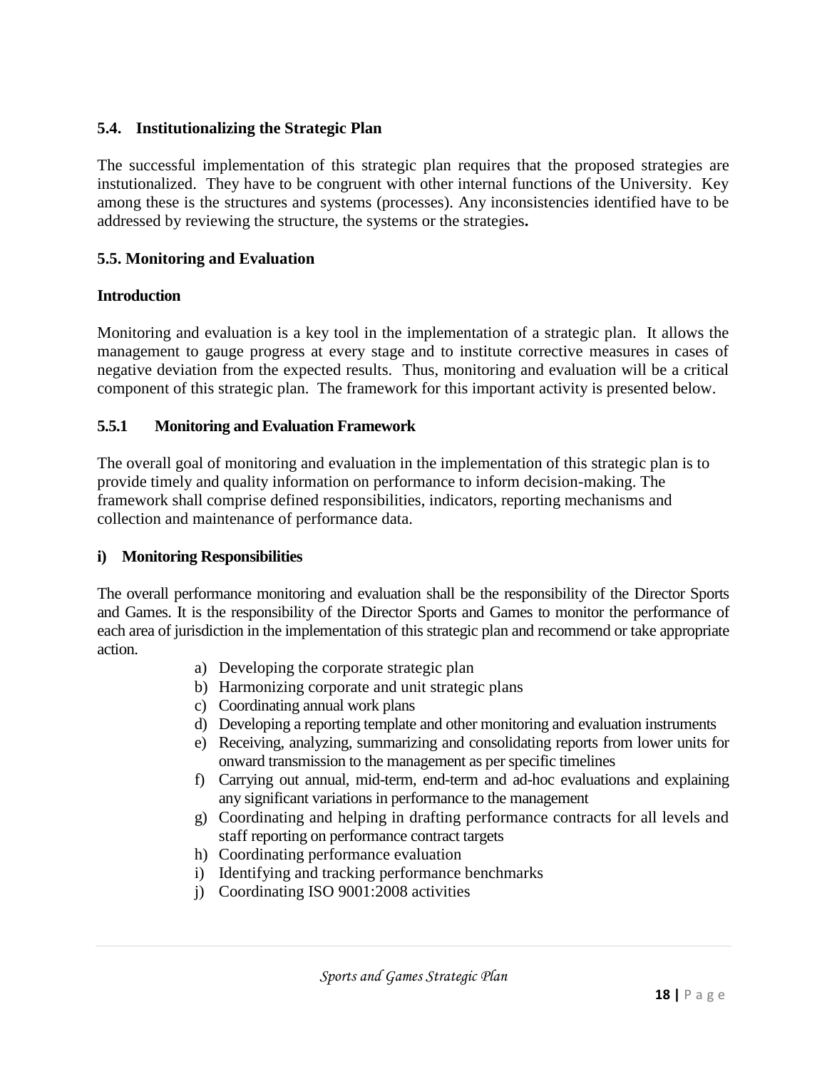## 5.4. Institutionalizing the Strategic Plan

The successful implementation of this strategic plan requires that the proposed strategies are instutionalized. They have to be congruent with other internal functions of the University. Key among these is the structures and systems (processes). Any inconsistencies identified have to be addressed by reviewing the structure, the systems or the strategies**.**

## 5.5. Monitoring and Evaluation

**Introduction**

Monitoring and evaluation is a key tool in the implementation of a strategic plan. It allows the management to gauge progress at every stage and to institute corrective measures in cases of negative deviation from the expected results. Thus, monitoring and evaluation will be a critical component of this strategic plan. The framework for this important activity is presented below.

### 5.5.1 Monitoring and Evaluation Framework

The overall goal of monitoring and evaluation in the implementation of this strategic plan is to provide timely and quality information on performance to inform decision-making. The framework shall comprise defined responsibilities, indicators, reporting mechanisms and collection and maintenance of performance data.

#### i) Monitoring Responsibilities

The overall performance monitoring and evaluation shall be the responsibility of the Director Sports and Games. It is the responsibility of the Director Sports and Games to monitor the performance of each area of jurisdiction in the implementation of this strategic plan and recommend or take appropriate action.

a) Developing the corporate strategic plan
b) Harmonizing corporate and unit strategic plans
c) Coordinating annual work plans
d) Developing a reporting template and other monitoring and evaluation instruments
e) Receiving, analyzing, summarizing and consolidating reports from lower units for onward transmission to the management as per specific timelines
f) Carrying out annual, mid-term, end-term and ad-hoc evaluations and explaining any significant variations in performance to the management
g) Coordinating and helping in drafting performance contracts for all levels and staff reporting on performance contract targets
h) Coordinating performance evaluation
i) Identifying and tracking performance benchmarks
j) Coordinating ISO 9001:2008 activities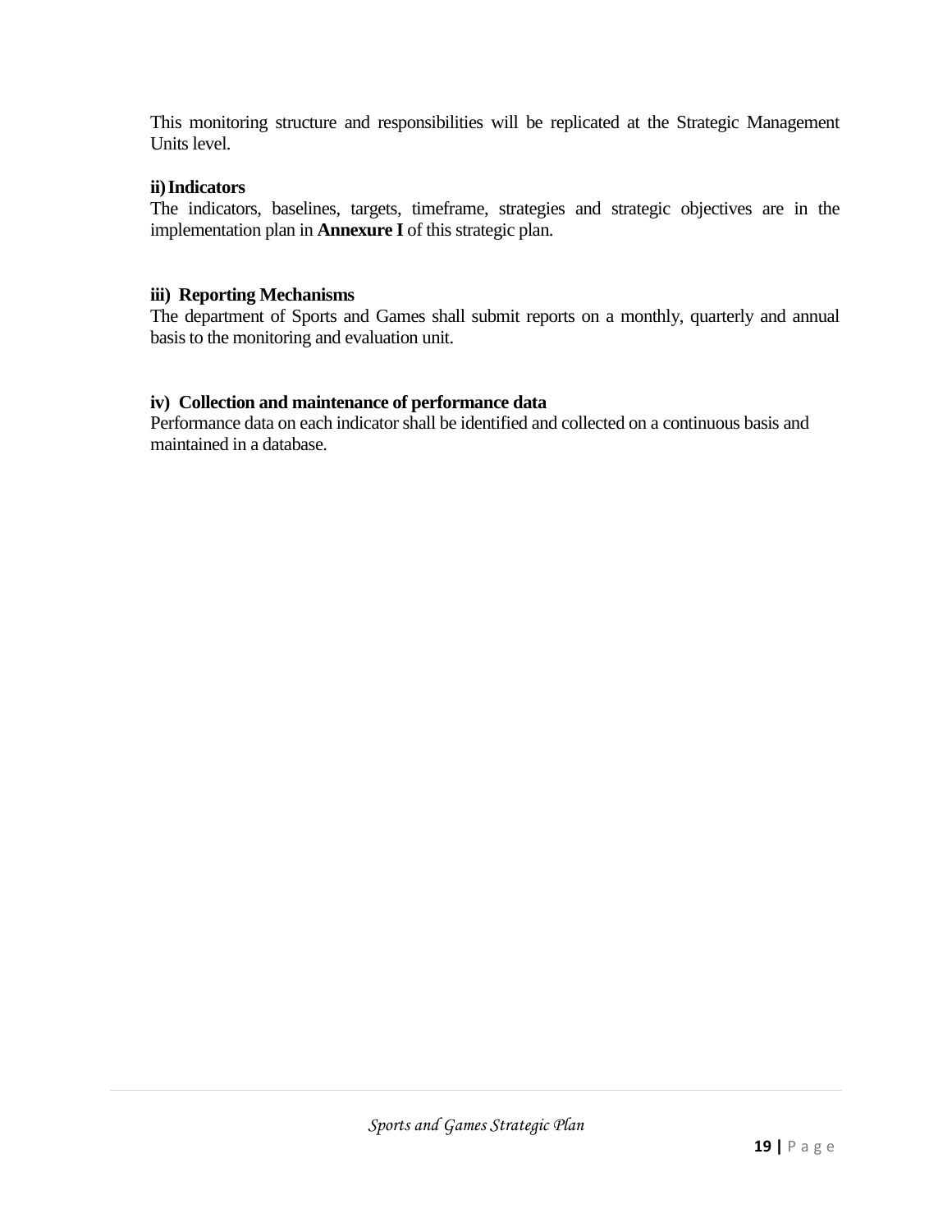This monitoring structure and responsibilities will be replicated at the Strategic Management Units level.

**ii) Indicators**

The indicators, baselines, targets, timeframe, strategies and strategic objectives are in the implementation plan in **Annexure I** of this strategic plan.

**iii) Reporting Mechanisms**

The department of Sports and Games shall submit reports on a monthly, quarterly and annual basis to the monitoring and evaluation unit.

**iv) Collection and maintenance of performance data**

Performance data on each indicator shall be identified and collected on a continuous basis and maintained in a database.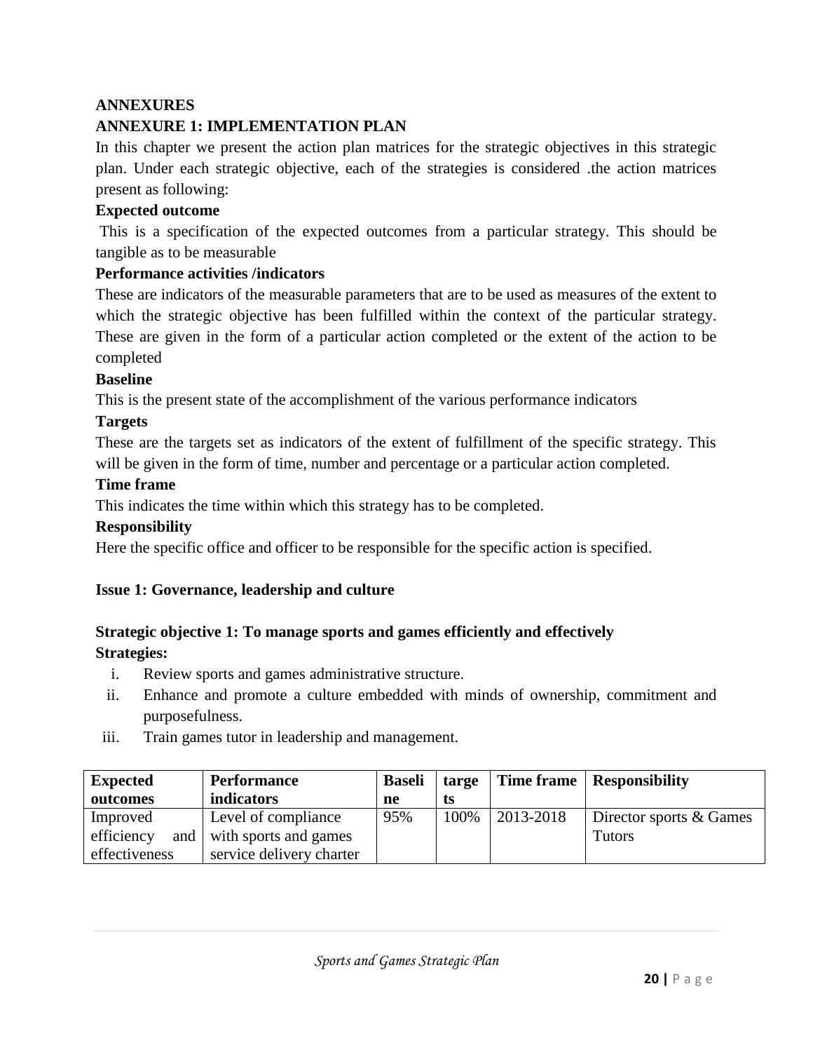# ANNEXURES

## ANNEXURE 1: IMPLEMENTATION PLAN

In this chapter we present the action plan matrices for the strategic objectives in this strategic plan. Under each strategic objective, each of the strategies is considered .the action matrices present as following:

**Expected outcome**

This is a specification of the expected outcomes from a particular strategy. This should be tangible as to be measurable

**Performance activities /indicators**

These are indicators of the measurable parameters that are to be used as measures of the extent to which the strategic objective has been fulfilled within the context of the particular strategy. These are given in the form of a particular action completed or the extent of the action to be completed

**Baseline**

This is the present state of the accomplishment of the various performance indicators

**Targets**

These are the targets set as indicators of the extent of fulfillment of the specific strategy. This will be given in the form of time, number and percentage or a particular action completed.

**Time frame**

This indicates the time within which this strategy has to be completed.

**Responsibility**

Here the specific office and officer to be responsible for the specific action is specified.

**Issue 1: Governance, leadership and culture**

**Strategic objective 1: To manage sports and games efficiently and effectively**

**Strategies:**

i. Review sports and games administrative structure.
ii. Enhance and promote a culture embedded with minds of ownership, commitment and purposefulness.
iii. Train games tutor in leadership and management.

| Expected outcomes | Performance indicators | Baseline | targets | Time frame | Responsibility |
|---|---|---|---|---|---|
| Improved efficiency and effectiveness | Level of compliance with sports and games service delivery charter | 95% | 100% | 2013-2018 | Director sports & Games Tutors |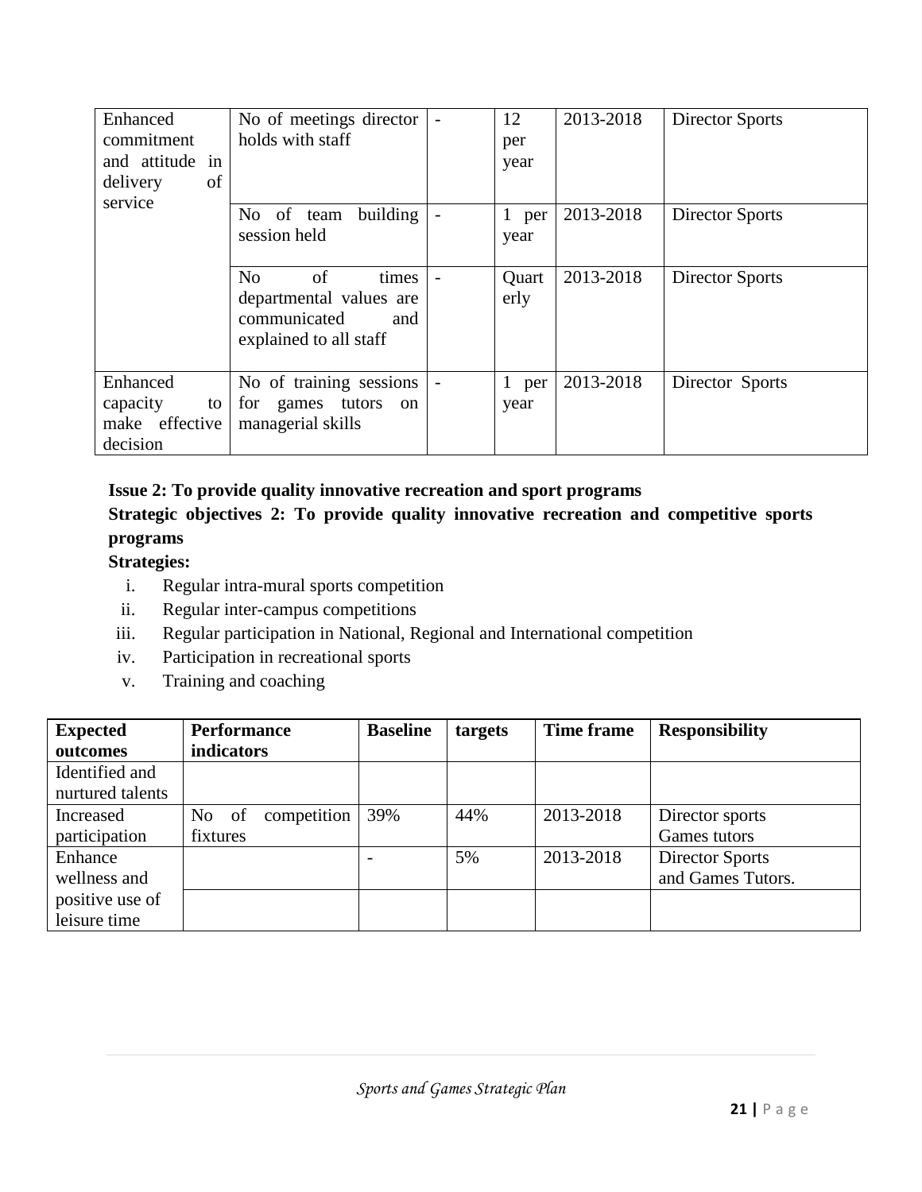| | | | | | |
|---|---|---|---|---|---|
| Enhanced commitment and attitude in delivery of service | No of meetings director holds with staff | - | 12 per year | 2013-2018 | Director Sports |
| | No of team building session held | - | 1 per year | 2013-2018 | Director Sports |
| | No of times departmental values are communicated and explained to all staff | - | Quarterly | 2013-2018 | Director Sports |
| Enhanced capacity to make effective decision | No of training sessions for games tutors on managerial skills | - | 1 per year | 2013-2018 | Director Sports |

**Issue 2: To provide quality innovative recreation and sport programs**

**Strategic objectives 2: To provide quality innovative recreation and competitive sports programs**

**Strategies:**

i. Regular intra-mural sports competition
ii. Regular inter-campus competitions
iii. Regular participation in National, Regional and International competition
iv. Participation in recreational sports
v. Training and coaching

| Expected outcomes | Performance indicators | Baseline | targets | Time frame | Responsibility |
|---|---|---|---|---|---|
| Identified and nurtured talents | | | | | |
| Increased participation | No of competition fixtures | 39% | 44% | 2013-2018 | Director sports Games tutors |
| Enhance wellness and positive use of leisure time | | - | 5% | 2013-2018 | Director Sports and Games Tutors. |
| | | | | | |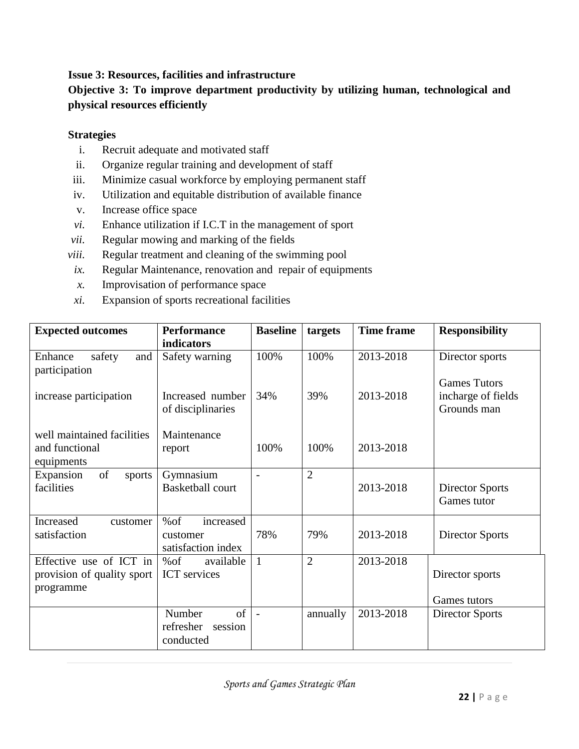**Issue 3: Resources, facilities and infrastructure**

**Objective 3: To improve department productivity by utilizing human, technological and physical resources efficiently**

**Strategies**

i. Recruit adequate and motivated staff
ii. Organize regular training and development of staff
iii. Minimize casual workforce by employing permanent staff
iv. Utilization and equitable distribution of available finance
v. Increase office space
*vi.* Enhance utilization if I.C.T in the management of sport
*vii.* Regular mowing and marking of the fields
*viii.* Regular treatment and cleaning of the swimming pool
*ix.* Regular Maintenance, renovation and repair of equipments
*x.* Improvisation of performance space
*xi.* Expansion of sports recreational facilities

| Expected outcomes | Performance indicators | Baseline | targets | Time frame | Responsibility |
|---|---|---|---|---|---|
| Enhance safety and participation<br><br>increase participation<br><br>well maintained facilities and functional equipments | Safety warning<br><br>Increased number of disciplinaries<br><br>Maintenance report | 100%<br><br>34%<br><br>100% | 100%<br><br>39%<br><br>100% | 2013-2018<br><br>2013-2018<br><br>2013-2018 | Director sports<br><br>Games Tutors incharge of fields Grounds man |
| Expansion of sports facilities | Gymnasium Basketball court | - | 2 | 2013-2018 | Director Sports Games tutor |
| Increased customer satisfaction | %of increased customer satisfaction index | 78% | 79% | 2013-2018 | Director Sports |
| Effective use of ICT in provision of quality sport programme | %of available ICT services | 1 | 2 | 2013-2018 | Director sports<br><br>Games tutors |
| | Number of refresher session conducted | - | annually | 2013-2018 | Director Sports |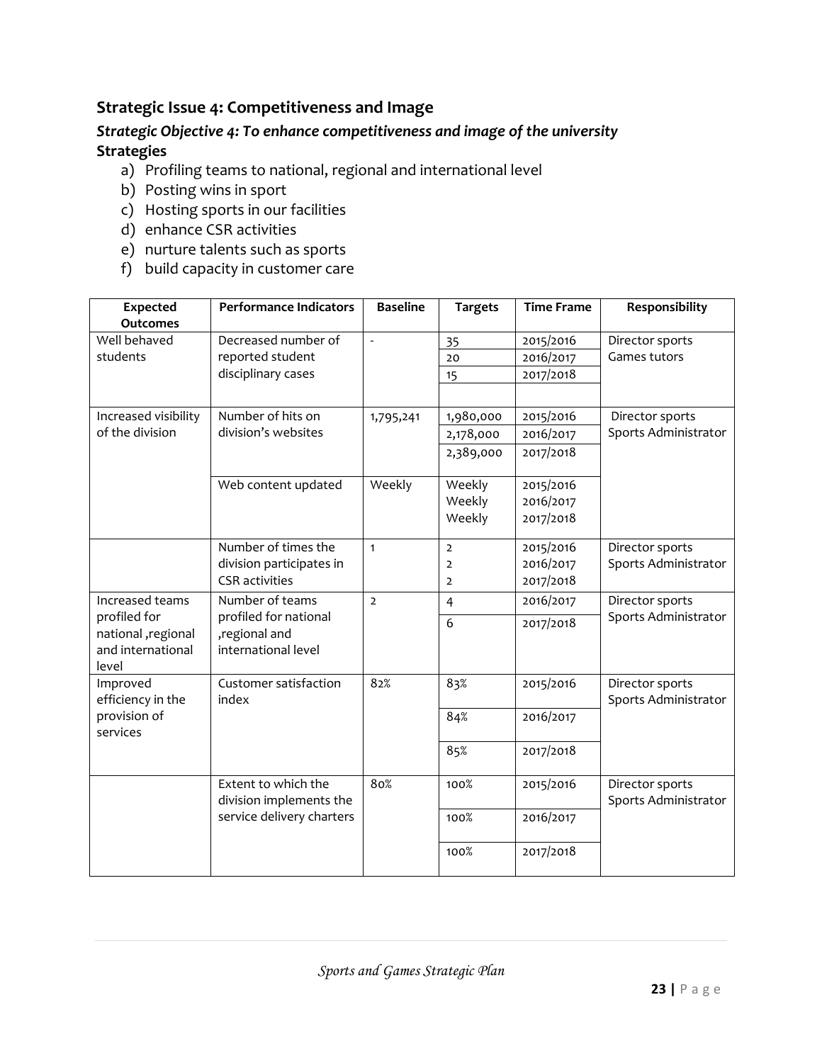## Strategic Issue 4: Competitiveness and Image

### *Strategic Objective 4: To enhance competitiveness and image of the university*

**Strategies**

a) Profiling teams to national, regional and international level
b) Posting wins in sport
c) Hosting sports in our facilities
d) enhance CSR activities
e) nurture talents such as sports
f) build capacity in customer care

| Expected Outcomes | Performance Indicators | Baseline | Targets | Time Frame | Responsibility |
|---|---|---|---|---|---|
| Well behaved students | Decreased number of reported student disciplinary cases | - | 35<br>20<br>15 | 2015/2016<br>2016/2017<br>2017/2018 | Director sports<br>Games tutors |
| Increased visibility of the division | Number of hits on division's websites | 1,795,241 | 1,980,000<br>2,178,000<br>2,389,000 | 2015/2016<br>2016/2017<br>2017/2018 | Director sports<br>Sports Administrator |
| | Web content updated | Weekly | Weekly<br>Weekly<br>Weekly | 2015/2016<br>2016/2017<br>2017/2018 | |
| | Number of times the division participates in CSR activities | 1 | 2<br>2<br>2 | 2015/2016<br>2016/2017<br>2017/2018 | Director sports<br>Sports Administrator |
| Increased teams profiled for national ,regional and international level | Number of teams profiled for national ,regional and international level | 2 | 4<br>6 | 2016/2017<br>2017/2018 | Director sports<br>Sports Administrator |
| Improved efficiency in the provision of services | Customer satisfaction index | 82% | 83%<br>84%<br>85% | 2015/2016<br>2016/2017<br>2017/2018 | Director sports<br>Sports Administrator |
| | Extent to which the division implements the service delivery charters | 80% | 100%<br>100%<br>100% | 2015/2016<br>2016/2017<br>2017/2018 | Director sports<br>Sports Administrator |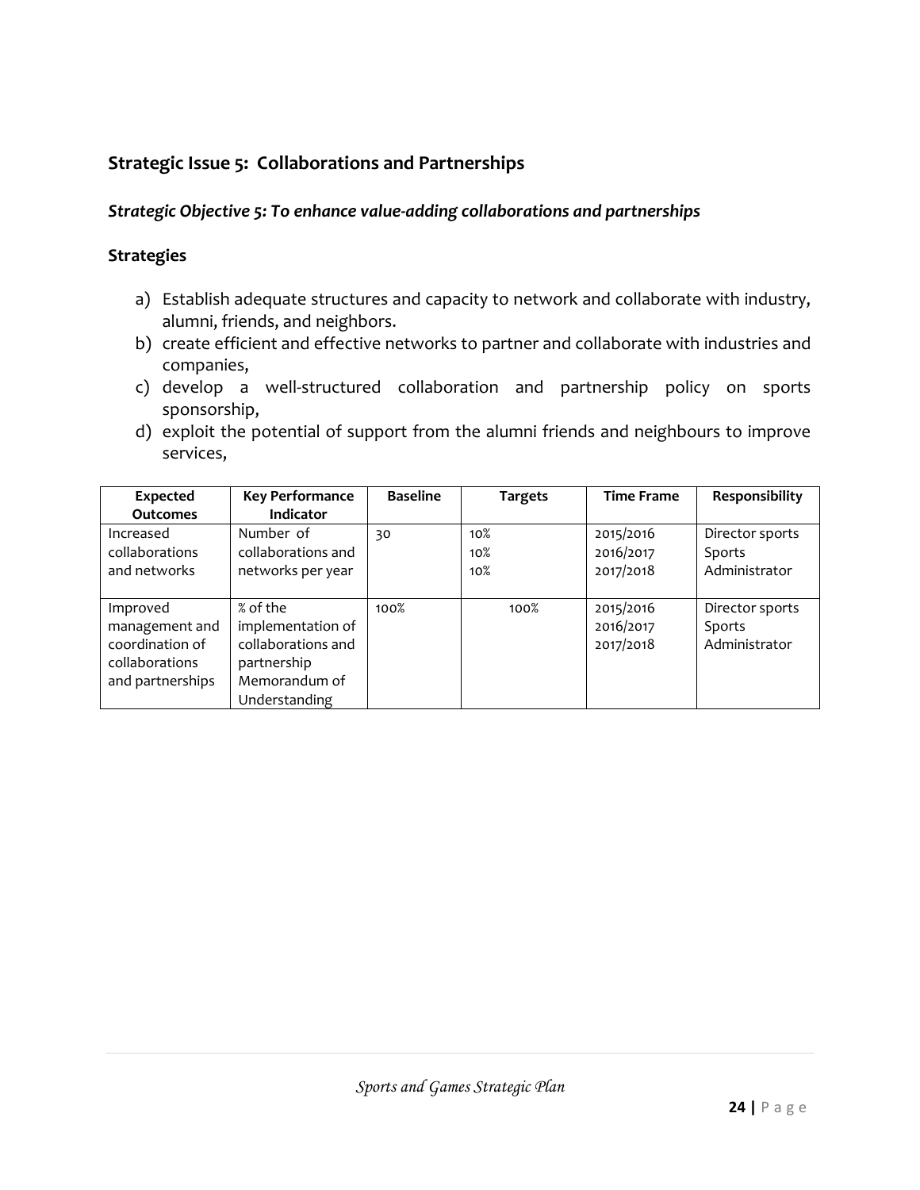## Strategic Issue 5: Collaborations and Partnerships

***Strategic Objective 5: To enhance value-adding collaborations and partnerships***

### Strategies

a) Establish adequate structures and capacity to network and collaborate with industry, alumni, friends, and neighbors.
b) create efficient and effective networks to partner and collaborate with industries and companies,
c) develop a well-structured collaboration and partnership policy on sports sponsorship,
d) exploit the potential of support from the alumni friends and neighbours to improve services,

| Expected Outcomes | Key Performance Indicator | Baseline | Targets | Time Frame | Responsibility |
|---|---|---|---|---|---|
| Increased collaborations and networks | Number of collaborations and networks per year | 30 | 10%<br>10%<br>10% | 2015/2016<br>2016/2017<br>2017/2018 | Director sports<br>Sports Administrator |
| Improved management and coordination of collaborations and partnerships | % of the implementation of collaborations and partnership Memorandum of Understanding | 100% | 100% | 2015/2016<br>2016/2017<br>2017/2018 | Director sports<br>Sports Administrator |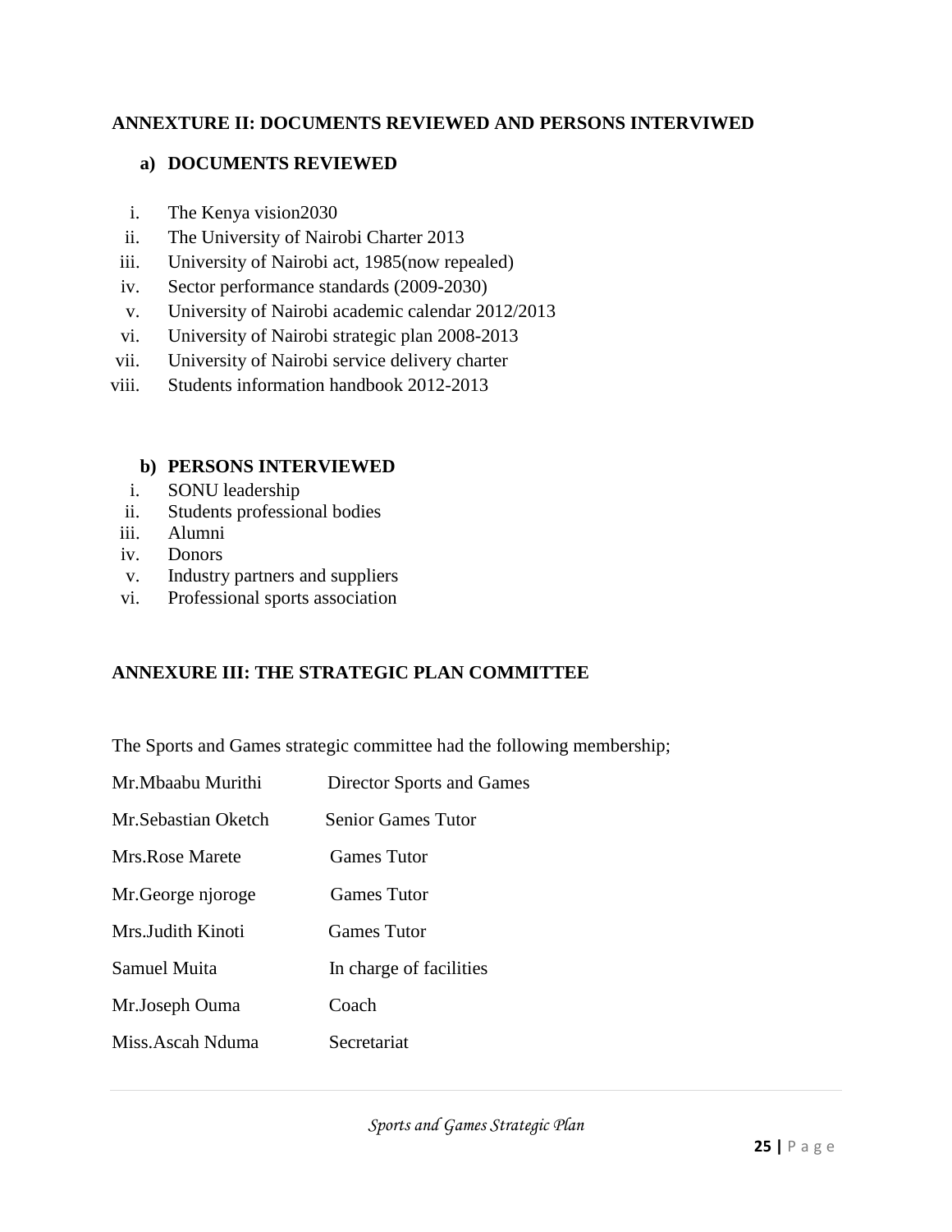## ANNEXTURE II: DOCUMENTS REVIEWED AND PERSONS INTERVIWED

### a) DOCUMENTS REVIEWED

i. The Kenya vision2030
ii. The University of Nairobi Charter 2013
iii. University of Nairobi act, 1985(now repealed)
iv. Sector performance standards (2009-2030)
v. University of Nairobi academic calendar 2012/2013
vi. University of Nairobi strategic plan 2008-2013
vii. University of Nairobi service delivery charter
viii. Students information handbook 2012-2013

### b) PERSONS INTERVIEWED

i. SONU leadership
ii. Students professional bodies
iii. Alumni
iv. Donors
v. Industry partners and suppliers
vi. Professional sports association

## ANNEXURE III: THE STRATEGIC PLAN COMMITTEE

The Sports and Games strategic committee had the following membership;

| | |
|---|---|
| Mr.Mbaabu Murithi | Director Sports and Games |
| Mr.Sebastian Oketch | Senior Games Tutor |
| Mrs.Rose Marete | Games Tutor |
| Mr.George njoroge | Games Tutor |
| Mrs.Judith Kinoti | Games Tutor |
| Samuel Muita | In charge of facilities |
| Mr.Joseph Ouma | Coach |
| Miss.Ascah Nduma | Secretariat |